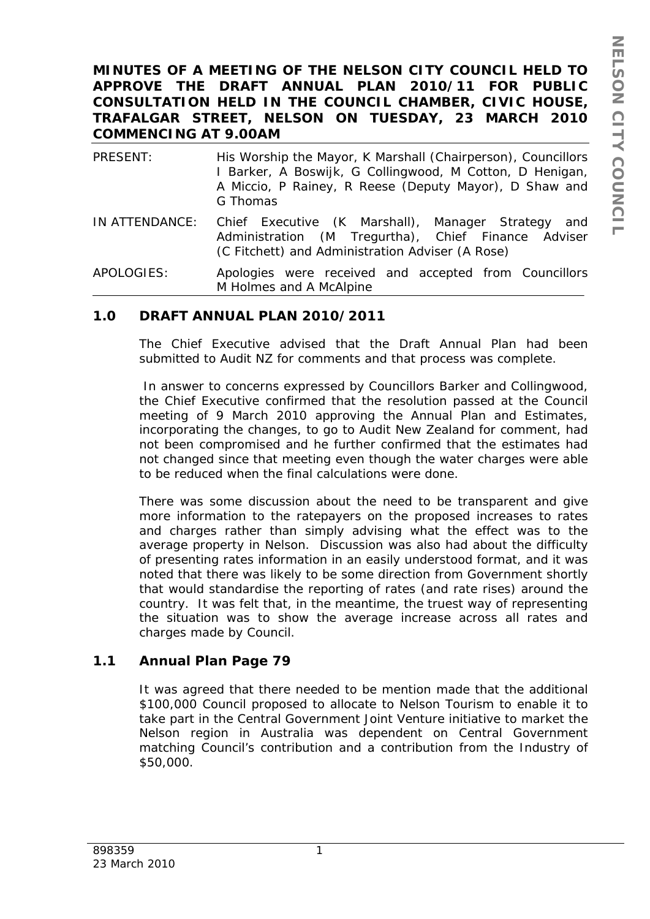**MINUTES OF A MEETING OF THE NELSON CITY COUNCIL HELD TO APPROVE THE DRAFT ANNUAL PLAN 2010/11 FOR PUBLIC CONSULTATION HELD IN THE COUNCIL CHAMBER, CIVIC HOUSE, TRAFALGAR STREET, NELSON ON TUESDAY, 23 MARCH 2010 COMMENCING AT 9.00AM**

| | |
|---|---|
| PRESENT: | His Worship the Mayor, K Marshall (Chairperson), Councillors I Barker, A Boswijk, G Collingwood, M Cotton, D Henigan, A Miccio, P Rainey, R Reese (Deputy Mayor), D Shaw and G Thomas |
| IN ATTENDANCE: | Chief Executive (K Marshall), Manager Strategy and Administration (M Tregurtha), Chief Finance Adviser (C Fitchett) and Administration Adviser (A Rose) |
| APOLOGIES: | Apologies were received and accepted from Councillors M Holmes and A McAlpine |

## 1.0 DRAFT ANNUAL PLAN 2010/2011

The Chief Executive advised that the Draft Annual Plan had been submitted to Audit NZ for comments and that process was complete.

In answer to concerns expressed by Councillors Barker and Collingwood, the Chief Executive confirmed that the resolution passed at the Council meeting of 9 March 2010 approving the Annual Plan and Estimates, incorporating the changes, to go to Audit New Zealand for comment, had not been compromised and he further confirmed that the estimates had not changed since that meeting even though the water charges were able to be reduced when the final calculations were done.

There was some discussion about the need to be transparent and give more information to the ratepayers on the proposed increases to rates and charges rather than simply advising what the effect was to the average property in Nelson. Discussion was also had about the difficulty of presenting rates information in an easily understood format, and it was noted that there was likely to be some direction from Government shortly that would standardise the reporting of rates (and rate rises) around the country. It was felt that, in the meantime, the truest way of representing the situation was to show the average increase across all rates and charges made by Council.

## 1.1 Annual Plan Page 79

It was agreed that there needed to be mention made that the additional $100,000 Council proposed to allocate to Nelson Tourism to enable it to take part in the Central Government Joint Venture initiative to market the Nelson region in Australia was dependent on Central Government matching Council's contribution and a contribution from the Industry of $50,000.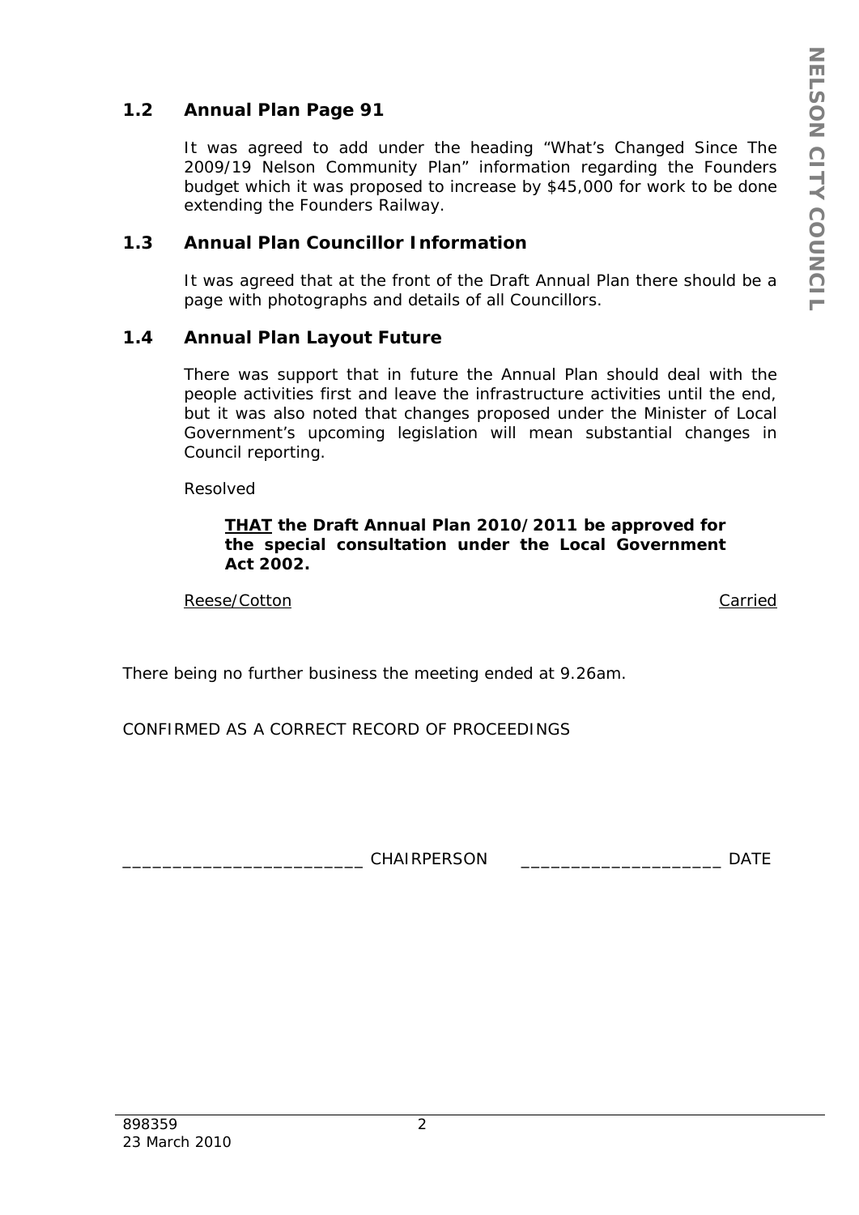### 1.2 Annual Plan Page 91

It was agreed to add under the heading "What's Changed Since The 2009/19 Nelson Community Plan" information regarding the Founders budget which it was proposed to increase by $45,000 for work to be done extending the Founders Railway.

### 1.3 Annual Plan Councillor Information

It was agreed that at the front of the Draft Annual Plan there should be a page with photographs and details of all Councillors.

### 1.4 Annual Plan Layout Future

There was support that in future the Annual Plan should deal with the people activities first and leave the infrastructure activities until the end, but it was also noted that changes proposed under the Minister of Local Government's upcoming legislation will mean substantial changes in Council reporting.

Resolved

> **<u>THAT</u> the Draft Annual Plan 2010/2011 be approved for the special consultation under the Local Government Act 2002.**

<u>Reese/Cotton</u> <u>Carried</u>

There being no further business the meeting ended at 9.26am.

CONFIRMED AS A CORRECT RECORD OF PROCEEDINGS

________________________ CHAIRPERSON ____________________ DATE

898359
23 March 2010